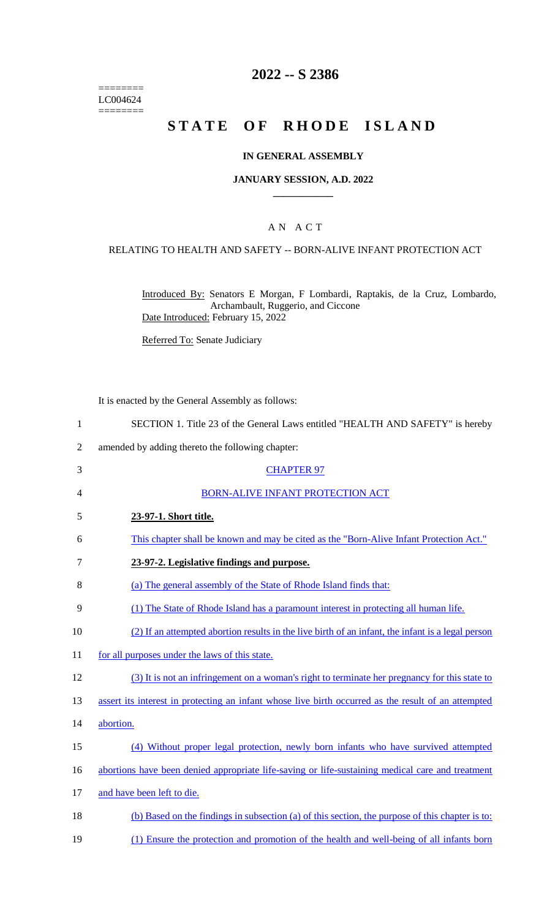========
LC004624
========

# 2022 -- S 2386

# STATE OF RHODE ISLAND

## IN GENERAL ASSEMBLY

### JANUARY SESSION, A.D. 2022

---

A N A C T

RELATING TO HEALTH AND SAFETY -- BORN-ALIVE INFANT PROTECTION ACT

Introduced By: Senators E Morgan, F Lombardi, Raptakis, de la Cruz, Lombardo, Archambault, Ruggerio, and Ciccone
Date Introduced: February 15, 2022

Referred To: Senate Judiciary

It is enacted by the General Assembly as follows:

1 SECTION 1. Title 23 of the General Laws entitled "HEALTH AND SAFETY" is hereby
2 amended by adding thereto the following chapter:
3 CHAPTER 97
4 BORN-ALIVE INFANT PROTECTION ACT
5 **23-97-1. Short title.**
6 This chapter shall be known and may be cited as the "Born-Alive Infant Protection Act."
7 **23-97-2. Legislative findings and purpose.**
8 (a) The general assembly of the State of Rhode Island finds that:
9 (1) The State of Rhode Island has a paramount interest in protecting all human life.
10 (2) If an attempted abortion results in the live birth of an infant, the infant is a legal person
11 for all purposes under the laws of this state.
12 (3) It is not an infringement on a woman's right to terminate her pregnancy for this state to
13 assert its interest in protecting an infant whose live birth occurred as the result of an attempted
14 abortion.
15 (4) Without proper legal protection, newly born infants who have survived attempted
16 abortions have been denied appropriate life-saving or life-sustaining medical care and treatment
17 and have been left to die.
18 (b) Based on the findings in subsection (a) of this section, the purpose of this chapter is to:
19 (1) Ensure the protection and promotion of the health and well-being of all infants born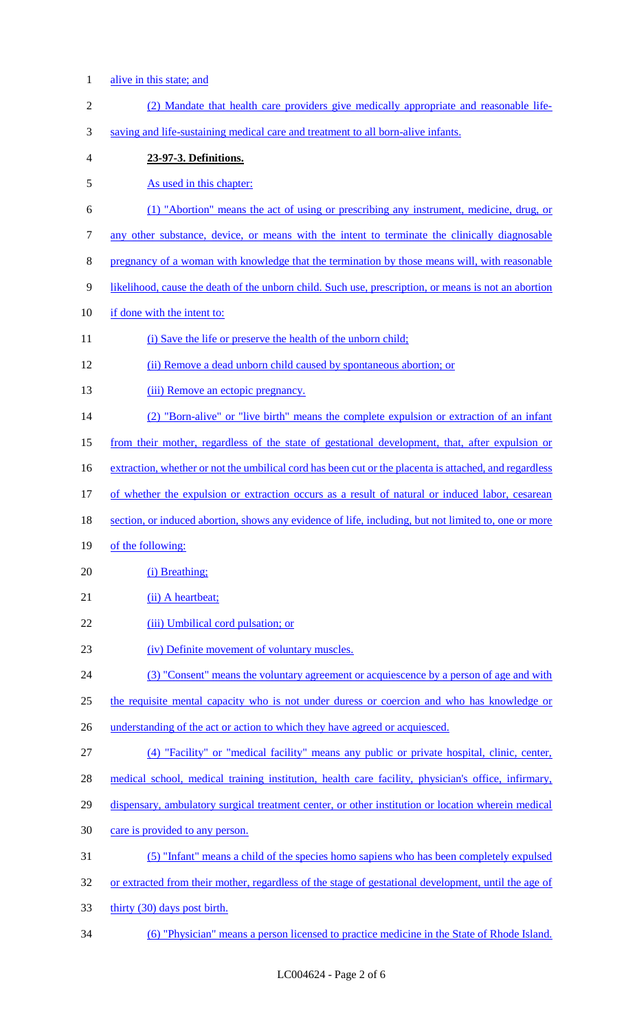alive in this state; and

(2) Mandate that health care providers give medically appropriate and reasonable life-saving and life-sustaining medical care and treatment to all born-alive infants.

**23-97-3. Definitions.**

As used in this chapter:

(1) "Abortion" means the act of using or prescribing any instrument, medicine, drug, or any other substance, device, or means with the intent to terminate the clinically diagnosable pregnancy of a woman with knowledge that the termination by those means will, with reasonable likelihood, cause the death of the unborn child. Such use, prescription, or means is not an abortion if done with the intent to:

(i) Save the life or preserve the health of the unborn child;

(ii) Remove a dead unborn child caused by spontaneous abortion; or

(iii) Remove an ectopic pregnancy.

(2) "Born-alive" or "live birth" means the complete expulsion or extraction of an infant from their mother, regardless of the state of gestational development, that, after expulsion or extraction, whether or not the umbilical cord has been cut or the placenta is attached, and regardless of whether the expulsion or extraction occurs as a result of natural or induced labor, cesarean section, or induced abortion, shows any evidence of life, including, but not limited to, one or more of the following:

(i) Breathing;

(ii) A heartbeat;

(iii) Umbilical cord pulsation; or

(iv) Definite movement of voluntary muscles.

(3) "Consent" means the voluntary agreement or acquiescence by a person of age and with the requisite mental capacity who is not under duress or coercion and who has knowledge or understanding of the act or action to which they have agreed or acquiesced.

(4) "Facility" or "medical facility" means any public or private hospital, clinic, center, medical school, medical training institution, health care facility, physician's office, infirmary, dispensary, ambulatory surgical treatment center, or other institution or location wherein medical care is provided to any person.

(5) "Infant" means a child of the species homo sapiens who has been completely expulsed or extracted from their mother, regardless of the stage of gestational development, until the age of thirty (30) days post birth.

(6) "Physician" means a person licensed to practice medicine in the State of Rhode Island.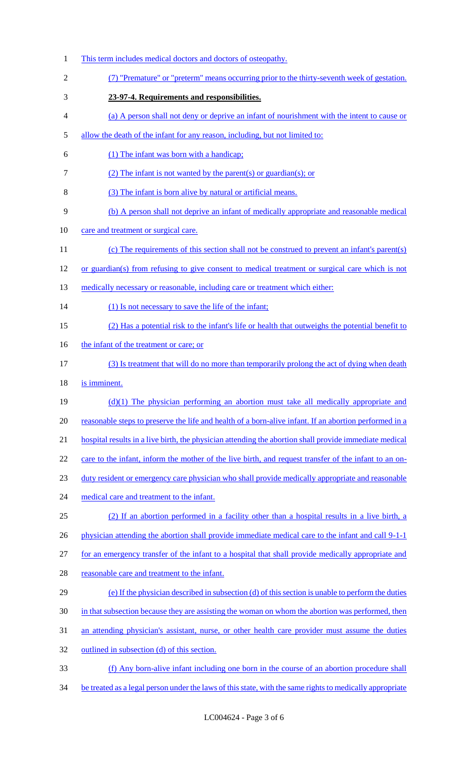This term includes medical doctors and doctors of osteopathy.

(7) "Premature" or "preterm" means occurring prior to the thirty-seventh week of gestation.

**23-97-4. Requirements and responsibilities.**

(a) A person shall not deny or deprive an infant of nourishment with the intent to cause or allow the death of the infant for any reason, including, but not limited to:

(1) The infant was born with a handicap;

(2) The infant is not wanted by the parent(s) or guardian(s); or

(3) The infant is born alive by natural or artificial means.

(b) A person shall not deprive an infant of medically appropriate and reasonable medical care and treatment or surgical care.

(c) The requirements of this section shall not be construed to prevent an infant's parent(s) or guardian(s) from refusing to give consent to medical treatment or surgical care which is not medically necessary or reasonable, including care or treatment which either:

(1) Is not necessary to save the life of the infant;

(2) Has a potential risk to the infant's life or health that outweighs the potential benefit to the infant of the treatment or care; or

(3) Is treatment that will do no more than temporarily prolong the act of dying when death is imminent.

(d)(1) The physician performing an abortion must take all medically appropriate and reasonable steps to preserve the life and health of a born-alive infant. If an abortion performed in a hospital results in a live birth, the physician attending the abortion shall provide immediate medical care to the infant, inform the mother of the live birth, and request transfer of the infant to an on-duty resident or emergency care physician who shall provide medically appropriate and reasonable medical care and treatment to the infant.

(2) If an abortion performed in a facility other than a hospital results in a live birth, a physician attending the abortion shall provide immediate medical care to the infant and call 9-1-1 for an emergency transfer of the infant to a hospital that shall provide medically appropriate and reasonable care and treatment to the infant.

(e) If the physician described in subsection (d) of this section is unable to perform the duties in that subsection because they are assisting the woman on whom the abortion was performed, then an attending physician's assistant, nurse, or other health care provider must assume the duties outlined in subsection (d) of this section.

(f) Any born-alive infant including one born in the course of an abortion procedure shall be treated as a legal person under the laws of this state, with the same rights to medically appropriate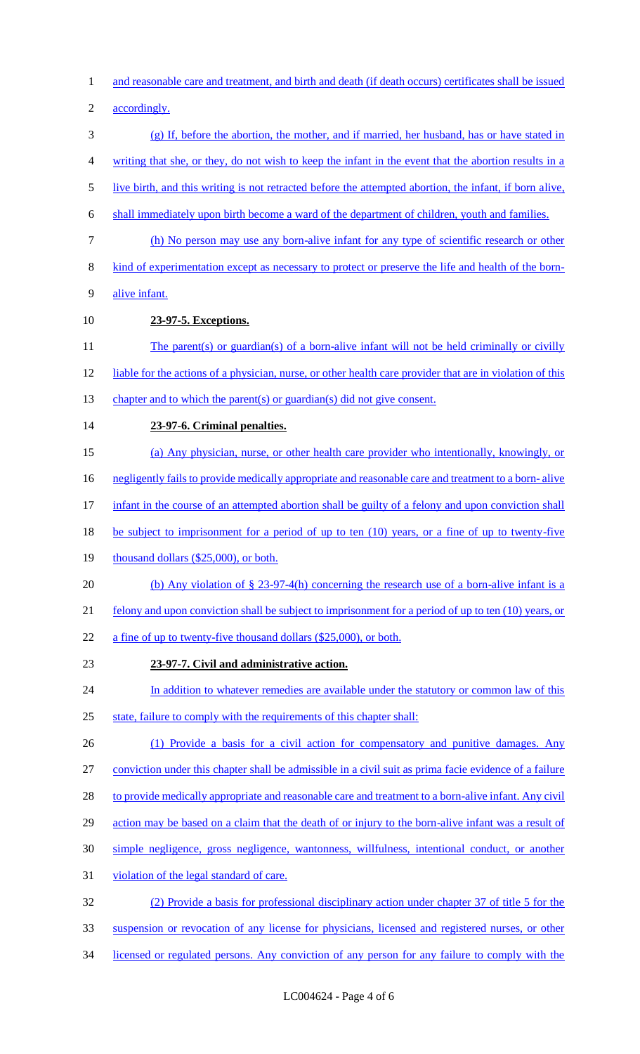and reasonable care and treatment, and birth and death (if death occurs) certificates shall be issued accordingly.

(g) If, before the abortion, the mother, and if married, her husband, has or have stated in writing that she, or they, do not wish to keep the infant in the event that the abortion results in a live birth, and this writing is not retracted before the attempted abortion, the infant, if born alive, shall immediately upon birth become a ward of the department of children, youth and families.

(h) No person may use any born-alive infant for any type of scientific research or other kind of experimentation except as necessary to protect or preserve the life and health of the born-alive infant.

**23-97-5. Exceptions.**

The parent(s) or guardian(s) of a born-alive infant will not be held criminally or civilly liable for the actions of a physician, nurse, or other health care provider that are in violation of this chapter and to which the parent(s) or guardian(s) did not give consent.

**23-97-6. Criminal penalties.**

(a) Any physician, nurse, or other health care provider who intentionally, knowingly, or negligently fails to provide medically appropriate and reasonable care and treatment to a born- alive infant in the course of an attempted abortion shall be guilty of a felony and upon conviction shall be subject to imprisonment for a period of up to ten (10) years, or a fine of up to twenty-five thousand dollars ($25,000), or both.

(b) Any violation of § 23-97-4(h) concerning the research use of a born-alive infant is a felony and upon conviction shall be subject to imprisonment for a period of up to ten (10) years, or a fine of up to twenty-five thousand dollars ($25,000), or both.

**23-97-7. Civil and administrative action.**

In addition to whatever remedies are available under the statutory or common law of this state, failure to comply with the requirements of this chapter shall:

(1) Provide a basis for a civil action for compensatory and punitive damages. Any conviction under this chapter shall be admissible in a civil suit as prima facie evidence of a failure to provide medically appropriate and reasonable care and treatment to a born-alive infant. Any civil action may be based on a claim that the death of or injury to the born-alive infant was a result of simple negligence, gross negligence, wantonness, willfulness, intentional conduct, or another violation of the legal standard of care.

(2) Provide a basis for professional disciplinary action under chapter 37 of title 5 for the suspension or revocation of any license for physicians, licensed and registered nurses, or other licensed or regulated persons. Any conviction of any person for any failure to comply with the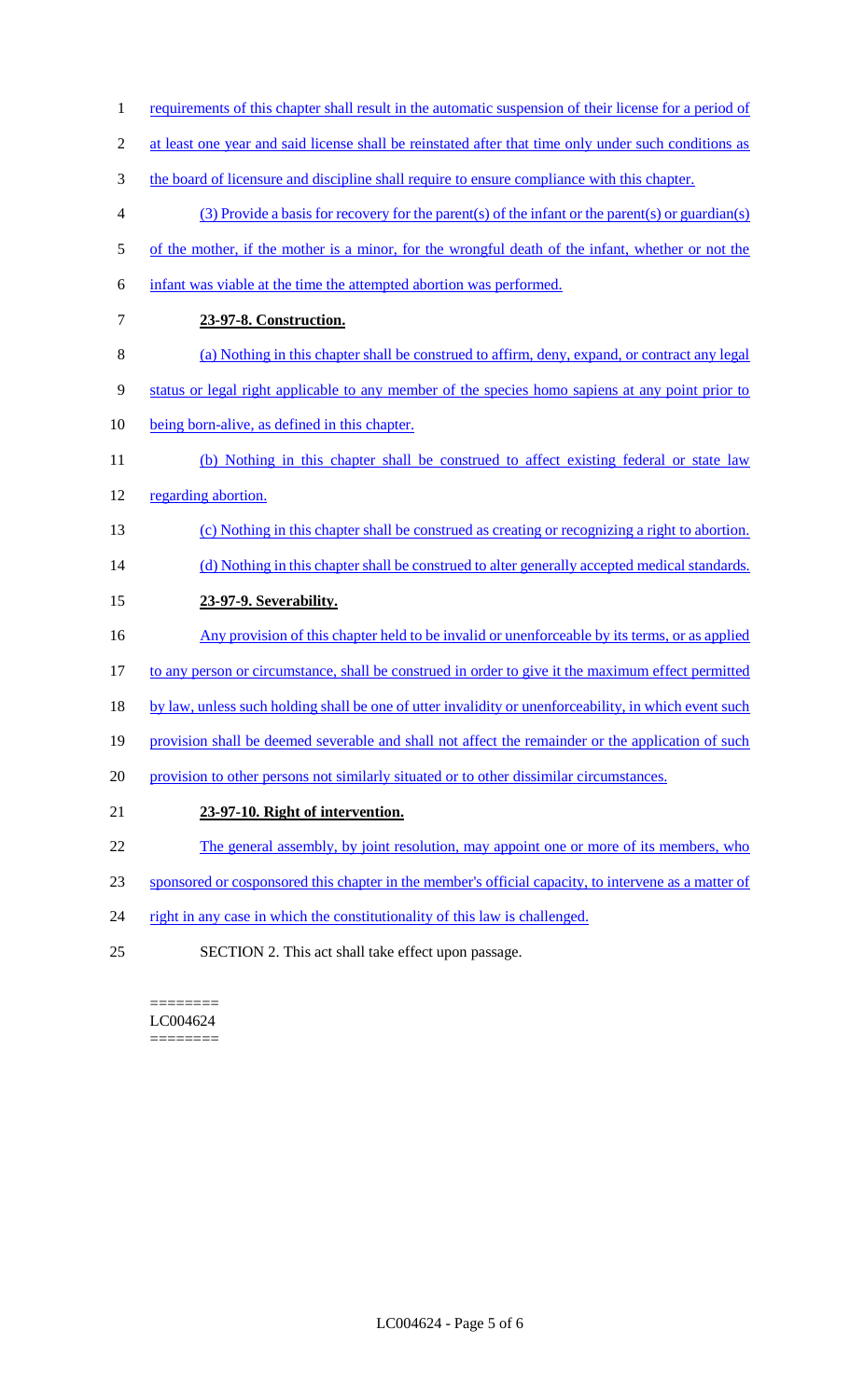requirements of this chapter shall result in the automatic suspension of their license for a period of at least one year and said license shall be reinstated after that time only under such conditions as the board of licensure and discipline shall require to ensure compliance with this chapter.

(3) Provide a basis for recovery for the parent(s) of the infant or the parent(s) or guardian(s) of the mother, if the mother is a minor, for the wrongful death of the infant, whether or not the infant was viable at the time the attempted abortion was performed.

**23-97-8. Construction.**

(a) Nothing in this chapter shall be construed to affirm, deny, expand, or contract any legal status or legal right applicable to any member of the species homo sapiens at any point prior to being born-alive, as defined in this chapter.

(b) Nothing in this chapter shall be construed to affect existing federal or state law regarding abortion.

(c) Nothing in this chapter shall be construed as creating or recognizing a right to abortion.

(d) Nothing in this chapter shall be construed to alter generally accepted medical standards.

**23-97-9. Severability.**

Any provision of this chapter held to be invalid or unenforceable by its terms, or as applied to any person or circumstance, shall be construed in order to give it the maximum effect permitted by law, unless such holding shall be one of utter invalidity or unenforceability, in which event such provision shall be deemed severable and shall not affect the remainder or the application of such provision to other persons not similarly situated or to other dissimilar circumstances.

**23-97-10. Right of intervention.**

The general assembly, by joint resolution, may appoint one or more of its members, who sponsored or cosponsored this chapter in the member's official capacity, to intervene as a matter of right in any case in which the constitutionality of this law is challenged.

SECTION 2. This act shall take effect upon passage.

========
LC004624
========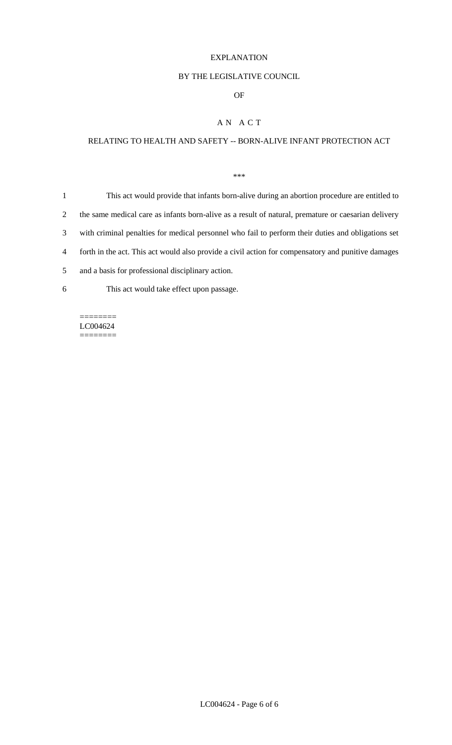EXPLANATION

BY THE LEGISLATIVE COUNCIL

OF

A N A C T

RELATING TO HEALTH AND SAFETY -- BORN-ALIVE INFANT PROTECTION ACT

\*\*\*

1 This act would provide that infants born-alive during an abortion procedure are entitled to
2 the same medical care as infants born-alive as a result of natural, premature or caesarian delivery
3 with criminal penalties for medical personnel who fail to perform their duties and obligations set
4 forth in the act. This act would also provide a civil action for compensatory and punitive damages
5 and a basis for professional disciplinary action.
6 This act would take effect upon passage.

========
LC004624
========